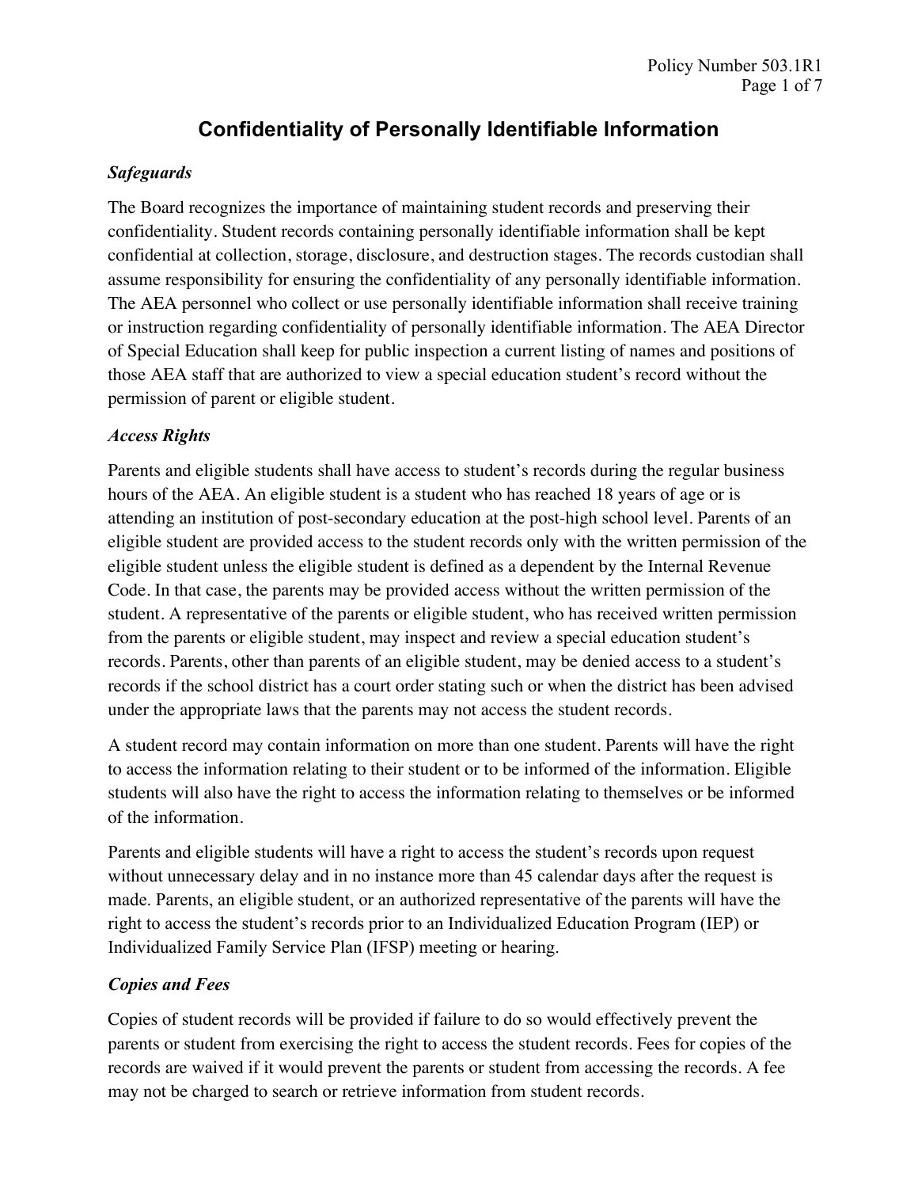# Confidentiality of Personally Identifiable Information

### *Safeguards*

The Board recognizes the importance of maintaining student records and preserving their confidentiality. Student records containing personally identifiable information shall be kept confidential at collection, storage, disclosure, and destruction stages. The records custodian shall assume responsibility for ensuring the confidentiality of any personally identifiable information. The AEA personnel who collect or use personally identifiable information shall receive training or instruction regarding confidentiality of personally identifiable information. The AEA Director of Special Education shall keep for public inspection a current listing of names and positions of those AEA staff that are authorized to view a special education student's record without the permission of parent or eligible student.

### *Access Rights*

Parents and eligible students shall have access to student's records during the regular business hours of the AEA. An eligible student is a student who has reached 18 years of age or is attending an institution of post-secondary education at the post-high school level. Parents of an eligible student are provided access to the student records only with the written permission of the eligible student unless the eligible student is defined as a dependent by the Internal Revenue Code. In that case, the parents may be provided access without the written permission of the student. A representative of the parents or eligible student, who has received written permission from the parents or eligible student, may inspect and review a special education student's records. Parents, other than parents of an eligible student, may be denied access to a student's records if the school district has a court order stating such or when the district has been advised under the appropriate laws that the parents may not access the student records.

A student record may contain information on more than one student. Parents will have the right to access the information relating to their student or to be informed of the information. Eligible students will also have the right to access the information relating to themselves or be informed of the information.

Parents and eligible students will have a right to access the student's records upon request without unnecessary delay and in no instance more than 45 calendar days after the request is made. Parents, an eligible student, or an authorized representative of the parents will have the right to access the student's records prior to an Individualized Education Program (IEP) or Individualized Family Service Plan (IFSP) meeting or hearing.

### *Copies and Fees*

Copies of student records will be provided if failure to do so would effectively prevent the parents or student from exercising the right to access the student records. Fees for copies of the records are waived if it would prevent the parents or student from accessing the records. A fee may not be charged to search or retrieve information from student records.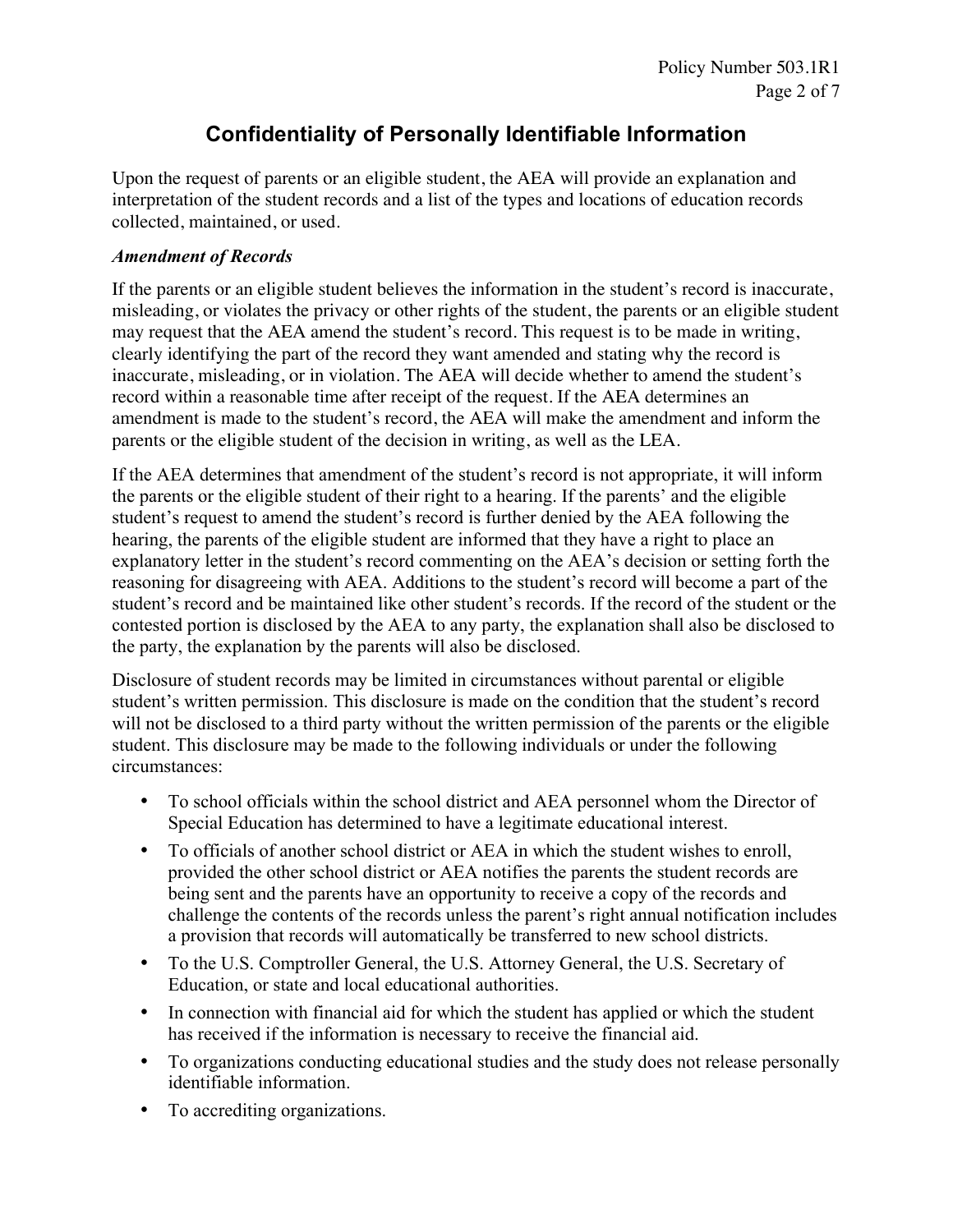# Confidentiality of Personally Identifiable Information

Upon the request of parents or an eligible student, the AEA will provide an explanation and interpretation of the student records and a list of the types and locations of education records collected, maintained, or used.

### *Amendment of Records*

If the parents or an eligible student believes the information in the student's record is inaccurate, misleading, or violates the privacy or other rights of the student, the parents or an eligible student may request that the AEA amend the student's record. This request is to be made in writing, clearly identifying the part of the record they want amended and stating why the record is inaccurate, misleading, or in violation. The AEA will decide whether to amend the student's record within a reasonable time after receipt of the request. If the AEA determines an amendment is made to the student's record, the AEA will make the amendment and inform the parents or the eligible student of the decision in writing, as well as the LEA.

If the AEA determines that amendment of the student's record is not appropriate, it will inform the parents or the eligible student of their right to a hearing. If the parents' and the eligible student's request to amend the student's record is further denied by the AEA following the hearing, the parents of the eligible student are informed that they have a right to place an explanatory letter in the student's record commenting on the AEA's decision or setting forth the reasoning for disagreeing with AEA. Additions to the student's record will become a part of the student's record and be maintained like other student's records. If the record of the student or the contested portion is disclosed by the AEA to any party, the explanation shall also be disclosed to the party, the explanation by the parents will also be disclosed.

Disclosure of student records may be limited in circumstances without parental or eligible student's written permission. This disclosure is made on the condition that the student's record will not be disclosed to a third party without the written permission of the parents or the eligible student. This disclosure may be made to the following individuals or under the following circumstances:

- To school officials within the school district and AEA personnel whom the Director of Special Education has determined to have a legitimate educational interest.
- To officials of another school district or AEA in which the student wishes to enroll, provided the other school district or AEA notifies the parents the student records are being sent and the parents have an opportunity to receive a copy of the records and challenge the contents of the records unless the parent's right annual notification includes a provision that records will automatically be transferred to new school districts.
- To the U.S. Comptroller General, the U.S. Attorney General, the U.S. Secretary of Education, or state and local educational authorities.
- In connection with financial aid for which the student has applied or which the student has received if the information is necessary to receive the financial aid.
- To organizations conducting educational studies and the study does not release personally identifiable information.
- To accrediting organizations.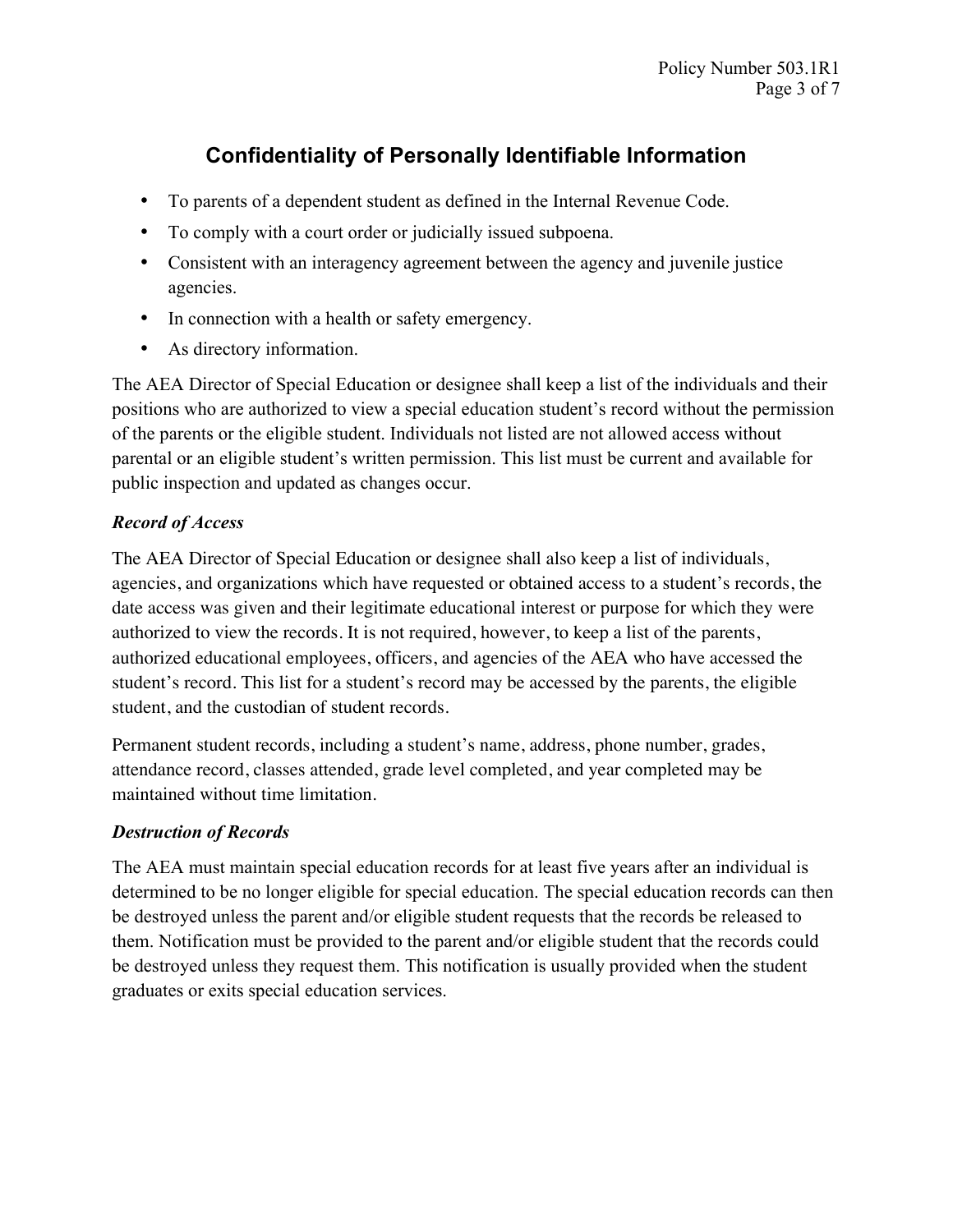# Confidentiality of Personally Identifiable Information

- To parents of a dependent student as defined in the Internal Revenue Code.
- To comply with a court order or judicially issued subpoena.
- Consistent with an interagency agreement between the agency and juvenile justice agencies.
- In connection with a health or safety emergency.
- As directory information.

The AEA Director of Special Education or designee shall keep a list of the individuals and their positions who are authorized to view a special education student's record without the permission of the parents or the eligible student. Individuals not listed are not allowed access without parental or an eligible student's written permission. This list must be current and available for public inspection and updated as changes occur.

***Record of Access***

The AEA Director of Special Education or designee shall also keep a list of individuals, agencies, and organizations which have requested or obtained access to a student's records, the date access was given and their legitimate educational interest or purpose for which they were authorized to view the records. It is not required, however, to keep a list of the parents, authorized educational employees, officers, and agencies of the AEA who have accessed the student's record. This list for a student's record may be accessed by the parents, the eligible student, and the custodian of student records.

Permanent student records, including a student's name, address, phone number, grades, attendance record, classes attended, grade level completed, and year completed may be maintained without time limitation.

***Destruction of Records***

The AEA must maintain special education records for at least five years after an individual is determined to be no longer eligible for special education. The special education records can then be destroyed unless the parent and/or eligible student requests that the records be released to them. Notification must be provided to the parent and/or eligible student that the records could be destroyed unless they request them. This notification is usually provided when the student graduates or exits special education services.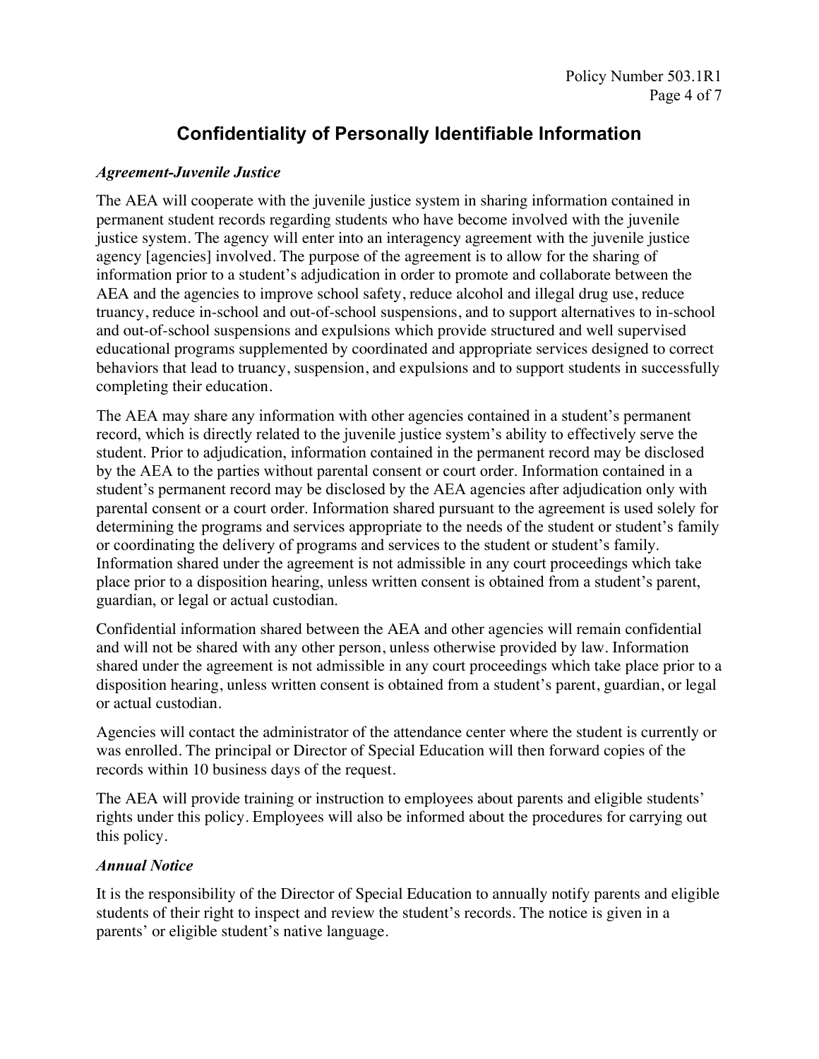# Confidentiality of Personally Identifiable Information

### *Agreement-Juvenile Justice*

The AEA will cooperate with the juvenile justice system in sharing information contained in permanent student records regarding students who have become involved with the juvenile justice system. The agency will enter into an interagency agreement with the juvenile justice agency [agencies] involved. The purpose of the agreement is to allow for the sharing of information prior to a student's adjudication in order to promote and collaborate between the AEA and the agencies to improve school safety, reduce alcohol and illegal drug use, reduce truancy, reduce in-school and out-of-school suspensions, and to support alternatives to in-school and out-of-school suspensions and expulsions which provide structured and well supervised educational programs supplemented by coordinated and appropriate services designed to correct behaviors that lead to truancy, suspension, and expulsions and to support students in successfully completing their education.

The AEA may share any information with other agencies contained in a student's permanent record, which is directly related to the juvenile justice system's ability to effectively serve the student. Prior to adjudication, information contained in the permanent record may be disclosed by the AEA to the parties without parental consent or court order. Information contained in a student's permanent record may be disclosed by the AEA agencies after adjudication only with parental consent or a court order. Information shared pursuant to the agreement is used solely for determining the programs and services appropriate to the needs of the student or student's family or coordinating the delivery of programs and services to the student or student's family. Information shared under the agreement is not admissible in any court proceedings which take place prior to a disposition hearing, unless written consent is obtained from a student's parent, guardian, or legal or actual custodian.

Confidential information shared between the AEA and other agencies will remain confidential and will not be shared with any other person, unless otherwise provided by law. Information shared under the agreement is not admissible in any court proceedings which take place prior to a disposition hearing, unless written consent is obtained from a student's parent, guardian, or legal or actual custodian.

Agencies will contact the administrator of the attendance center where the student is currently or was enrolled. The principal or Director of Special Education will then forward copies of the records within 10 business days of the request.

The AEA will provide training or instruction to employees about parents and eligible students' rights under this policy. Employees will also be informed about the procedures for carrying out this policy.

### *Annual Notice*

It is the responsibility of the Director of Special Education to annually notify parents and eligible students of their right to inspect and review the student's records. The notice is given in a parents' or eligible student's native language.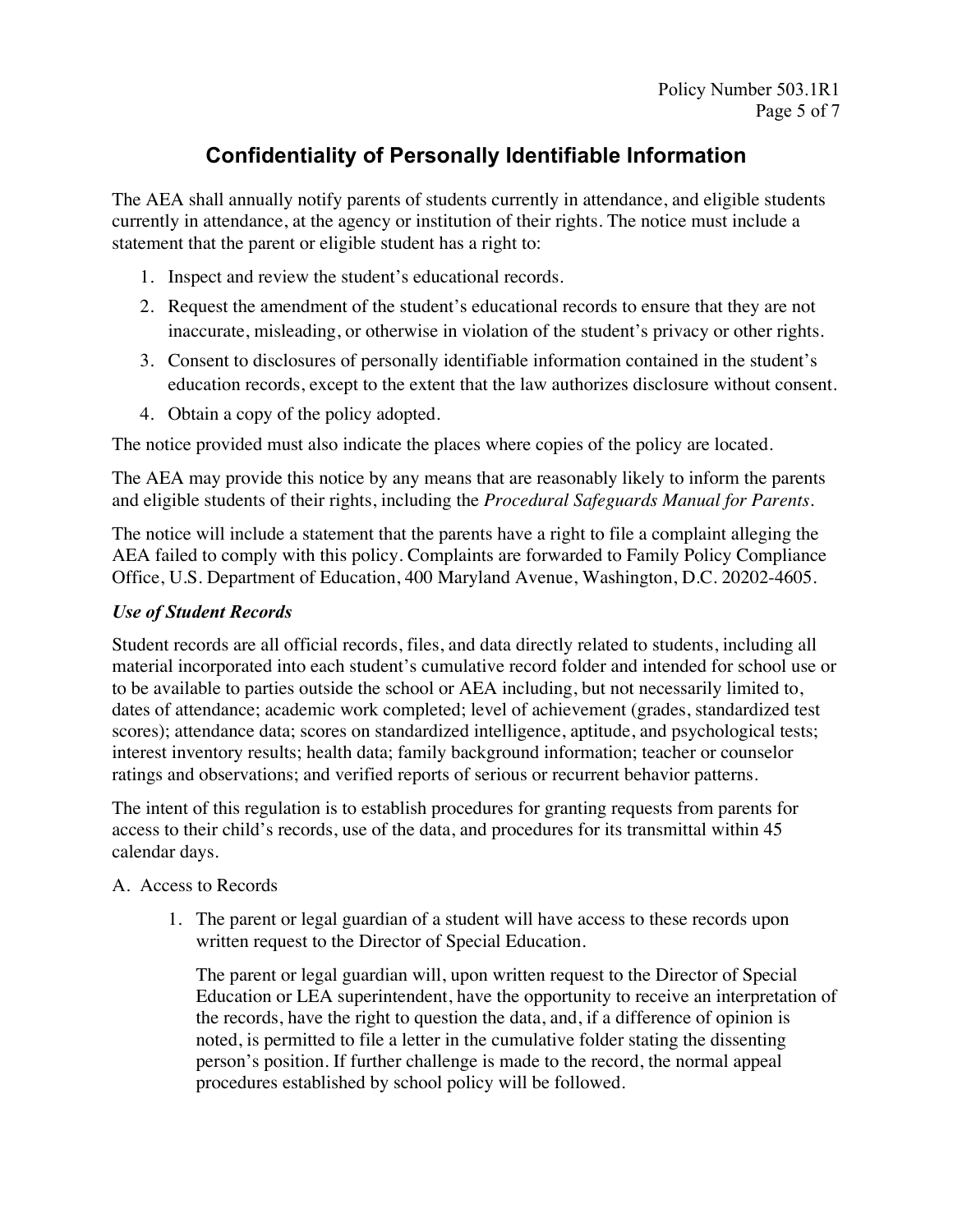# Confidentiality of Personally Identifiable Information

The AEA shall annually notify parents of students currently in attendance, and eligible students currently in attendance, at the agency or institution of their rights. The notice must include a statement that the parent or eligible student has a right to:

1. Inspect and review the student's educational records.
2. Request the amendment of the student's educational records to ensure that they are not inaccurate, misleading, or otherwise in violation of the student's privacy or other rights.
3. Consent to disclosures of personally identifiable information contained in the student's education records, except to the extent that the law authorizes disclosure without consent.
4. Obtain a copy of the policy adopted.

The notice provided must also indicate the places where copies of the policy are located.

The AEA may provide this notice by any means that are reasonably likely to inform the parents and eligible students of their rights, including the *Procedural Safeguards Manual for Parents*.

The notice will include a statement that the parents have a right to file a complaint alleging the AEA failed to comply with this policy. Complaints are forwarded to Family Policy Compliance Office, U.S. Department of Education, 400 Maryland Avenue, Washington, D.C. 20202-4605.

### *Use of Student Records*

Student records are all official records, files, and data directly related to students, including all material incorporated into each student's cumulative record folder and intended for school use or to be available to parties outside the school or AEA including, but not necessarily limited to, dates of attendance; academic work completed; level of achievement (grades, standardized test scores); attendance data; scores on standardized intelligence, aptitude, and psychological tests; interest inventory results; health data; family background information; teacher or counselor ratings and observations; and verified reports of serious or recurrent behavior patterns.

The intent of this regulation is to establish procedures for granting requests from parents for access to their child's records, use of the data, and procedures for its transmittal within 45 calendar days.

A. Access to Records

1. The parent or legal guardian of a student will have access to these records upon written request to the Director of Special Education.

   The parent or legal guardian will, upon written request to the Director of Special Education or LEA superintendent, have the opportunity to receive an interpretation of the records, have the right to question the data, and, if a difference of opinion is noted, is permitted to file a letter in the cumulative folder stating the dissenting person's position. If further challenge is made to the record, the normal appeal procedures established by school policy will be followed.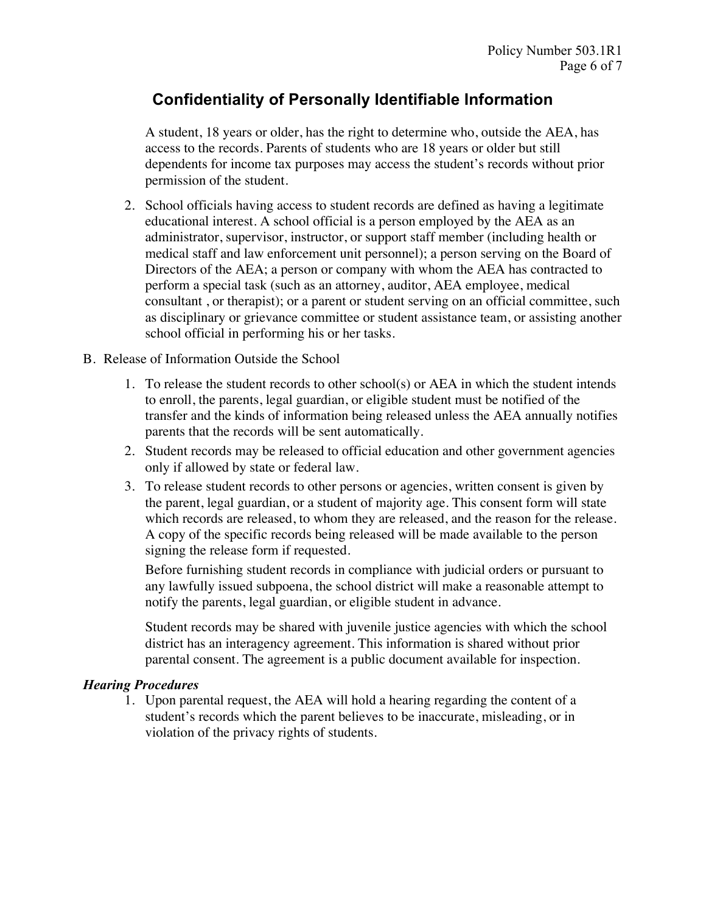## Confidentiality of Personally Identifiable Information

A student, 18 years or older, has the right to determine who, outside the AEA, has access to the records. Parents of students who are 18 years or older but still dependents for income tax purposes may access the student's records without prior permission of the student.

2. School officials having access to student records are defined as having a legitimate educational interest. A school official is a person employed by the AEA as an administrator, supervisor, instructor, or support staff member (including health or medical staff and law enforcement unit personnel); a person serving on the Board of Directors of the AEA; a person or company with whom the AEA has contracted to perform a special task (such as an attorney, auditor, AEA employee, medical consultant , or therapist); or a parent or student serving on an official committee, such as disciplinary or grievance committee or student assistance team, or assisting another school official in performing his or her tasks.

B. Release of Information Outside the School

1. To release the student records to other school(s) or AEA in which the student intends to enroll, the parents, legal guardian, or eligible student must be notified of the transfer and the kinds of information being released unless the AEA annually notifies parents that the records will be sent automatically.
2. Student records may be released to official education and other government agencies only if allowed by state or federal law.
3. To release student records to other persons or agencies, written consent is given by the parent, legal guardian, or a student of majority age. This consent form will state which records are released, to whom they are released, and the reason for the release. A copy of the specific records being released will be made available to the person signing the release form if requested.

   Before furnishing student records in compliance with judicial orders or pursuant to any lawfully issued subpoena, the school district will make a reasonable attempt to notify the parents, legal guardian, or eligible student in advance.

   Student records may be shared with juvenile justice agencies with which the school district has an interagency agreement. This information is shared without prior parental consent. The agreement is a public document available for inspection.

***Hearing Procedures***

1. Upon parental request, the AEA will hold a hearing regarding the content of a student's records which the parent believes to be inaccurate, misleading, or in violation of the privacy rights of students.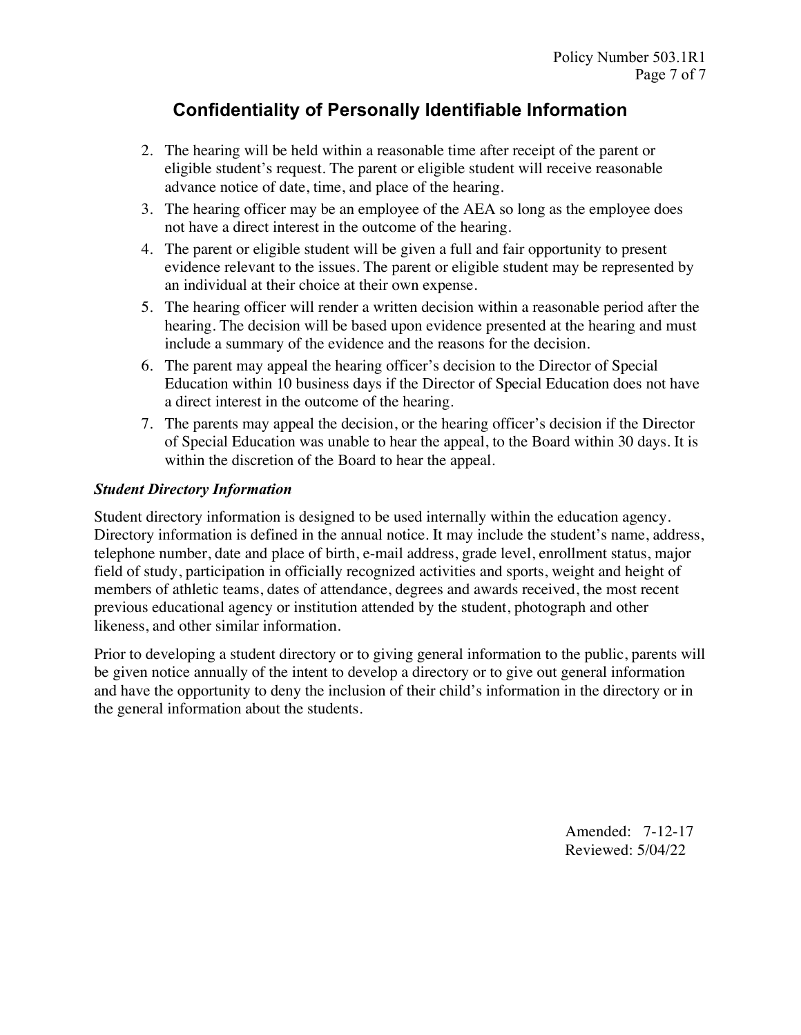# Confidentiality of Personally Identifiable Information

2. The hearing will be held within a reasonable time after receipt of the parent or eligible student's request. The parent or eligible student will receive reasonable advance notice of date, time, and place of the hearing.
3. The hearing officer may be an employee of the AEA so long as the employee does not have a direct interest in the outcome of the hearing.
4. The parent or eligible student will be given a full and fair opportunity to present evidence relevant to the issues. The parent or eligible student may be represented by an individual at their choice at their own expense.
5. The hearing officer will render a written decision within a reasonable period after the hearing. The decision will be based upon evidence presented at the hearing and must include a summary of the evidence and the reasons for the decision.
6. The parent may appeal the hearing officer's decision to the Director of Special Education within 10 business days if the Director of Special Education does not have a direct interest in the outcome of the hearing.
7. The parents may appeal the decision, or the hearing officer's decision if the Director of Special Education was unable to hear the appeal, to the Board within 30 days. It is within the discretion of the Board to hear the appeal.

***Student Directory Information***

Student directory information is designed to be used internally within the education agency. Directory information is defined in the annual notice. It may include the student's name, address, telephone number, date and place of birth, e-mail address, grade level, enrollment status, major field of study, participation in officially recognized activities and sports, weight and height of members of athletic teams, dates of attendance, degrees and awards received, the most recent previous educational agency or institution attended by the student, photograph and other likeness, and other similar information.

Prior to developing a student directory or to giving general information to the public, parents will be given notice annually of the intent to develop a directory or to give out general information and have the opportunity to deny the inclusion of their child's information in the directory or in the general information about the students.

Amended: 7-12-17
Reviewed: 5/04/22